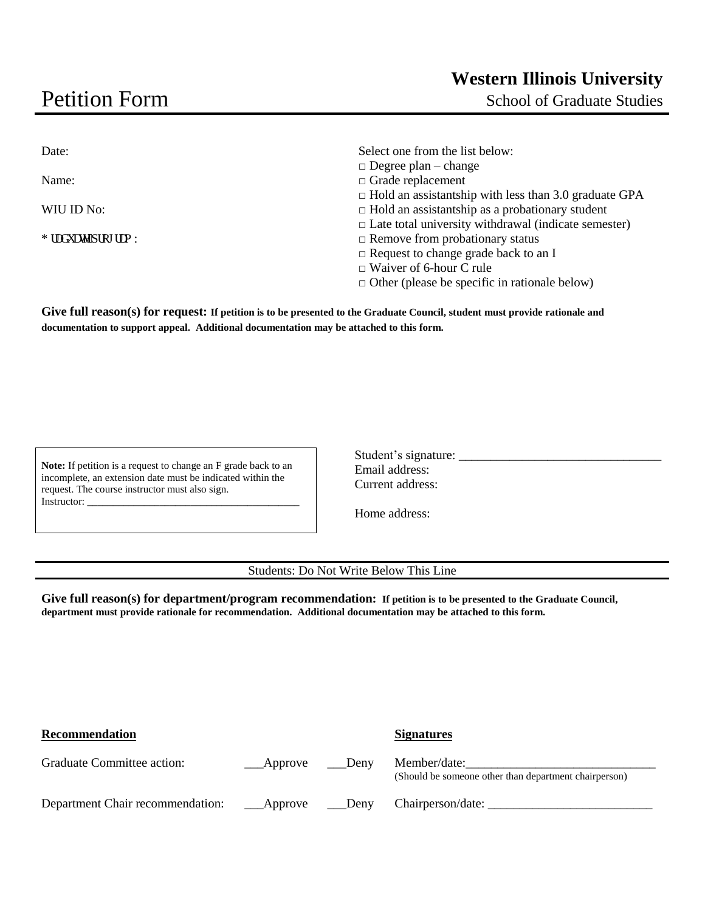**Western Illinois University**

# Petition Form

School of Graduate Studies

Date:

Name:

WIU ID No:

* UDGXDWHSURJUDP :

Select one from the list below:

□ Degree plan – change
□ Grade replacement
□ Hold an assistantship with less than 3.0 graduate GPA
□ Hold an assistantship as a probationary student
□ Late total university withdrawal (indicate semester)
□ Remove from probationary status
□ Request to change grade back to an I
□ Waiver of 6-hour C rule
□ Other (please be specific in rationale below)

**Give full reason(s) for request: If petition is to be presented to the Graduate Council, student must provide rationale and documentation to support appeal. Additional documentation may be attached to this form.**

**Note:** If petition is a request to change an F grade back to an incomplete, an extension date must be indicated within the request. The course instructor must also sign.
Instructor: ________________________________________

Student's signature: ________________________________
Email address:
Current address:

Home address:

Students: Do Not Write Below This Line

**Give full reason(s) for department/program recommendation: If petition is to be presented to the Graduate Council, department must provide rationale for recommendation. Additional documentation may be attached to this form.**

| **Recommendation** | | | **Signatures** |
|---|---|---|---|
| Graduate Committee action: | ___Approve | ___Deny | Member/date:______________________________ (Should be someone other than department chairperson) |
| Department Chair recommendation: | ___Approve | ___Deny | Chairperson/date: __________________________ |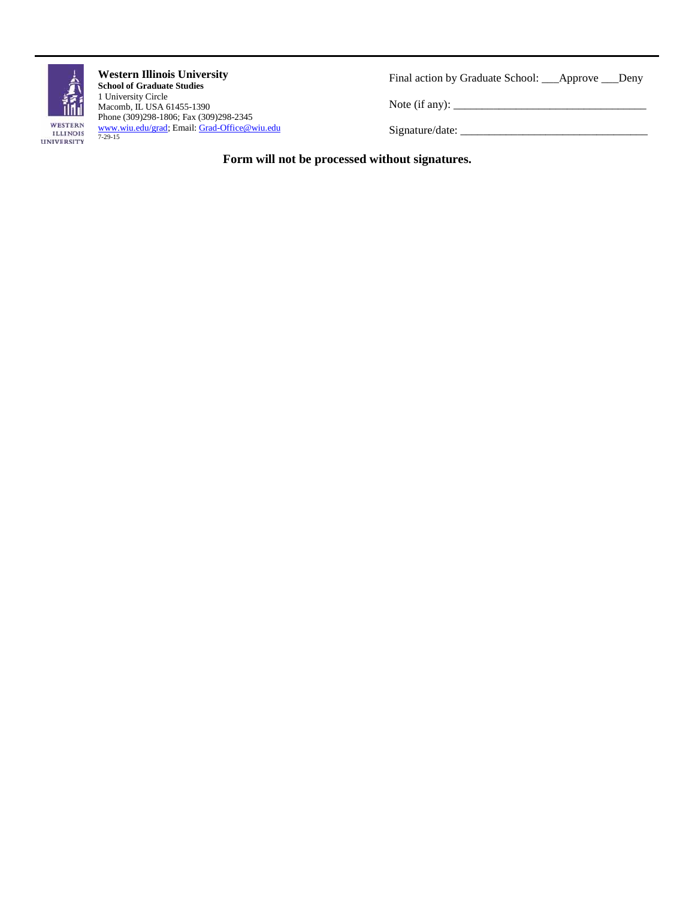**Western Illinois University**
**School of Graduate Studies**
1 University Circle
Macomb, IL USA 61455-1390
Phone (309)298-1806; Fax (309)298-2345
www.wiu.edu/grad; Email: Grad-Office@wiu.edu
7-29-15

Final action by Graduate School: ___Approve ___Deny

Note (if any): ___________________________________

Signature/date: ___________________________________

**Form will not be processed without signatures.**